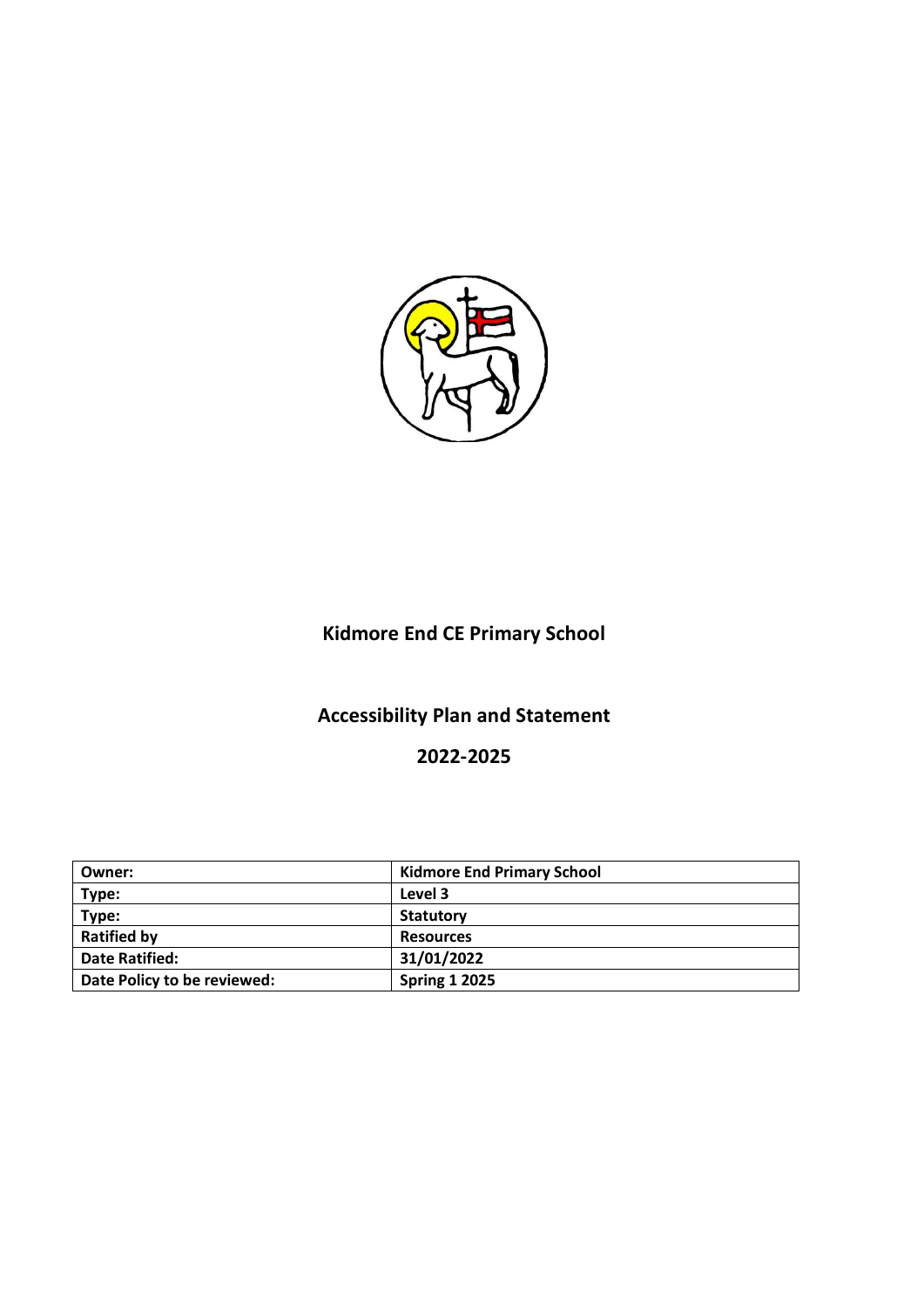# Kidmore End CE Primary School

## Accessibility Plan and Statement

## 2022-2025

| Owner: | Kidmore End Primary School |
|---|---|
| Type: | Level 3 |
| Type: | Statutory |
| Ratified by | Resources |
| Date Ratified: | 31/01/2022 |
| Date Policy to be reviewed: | Spring 1 2025 |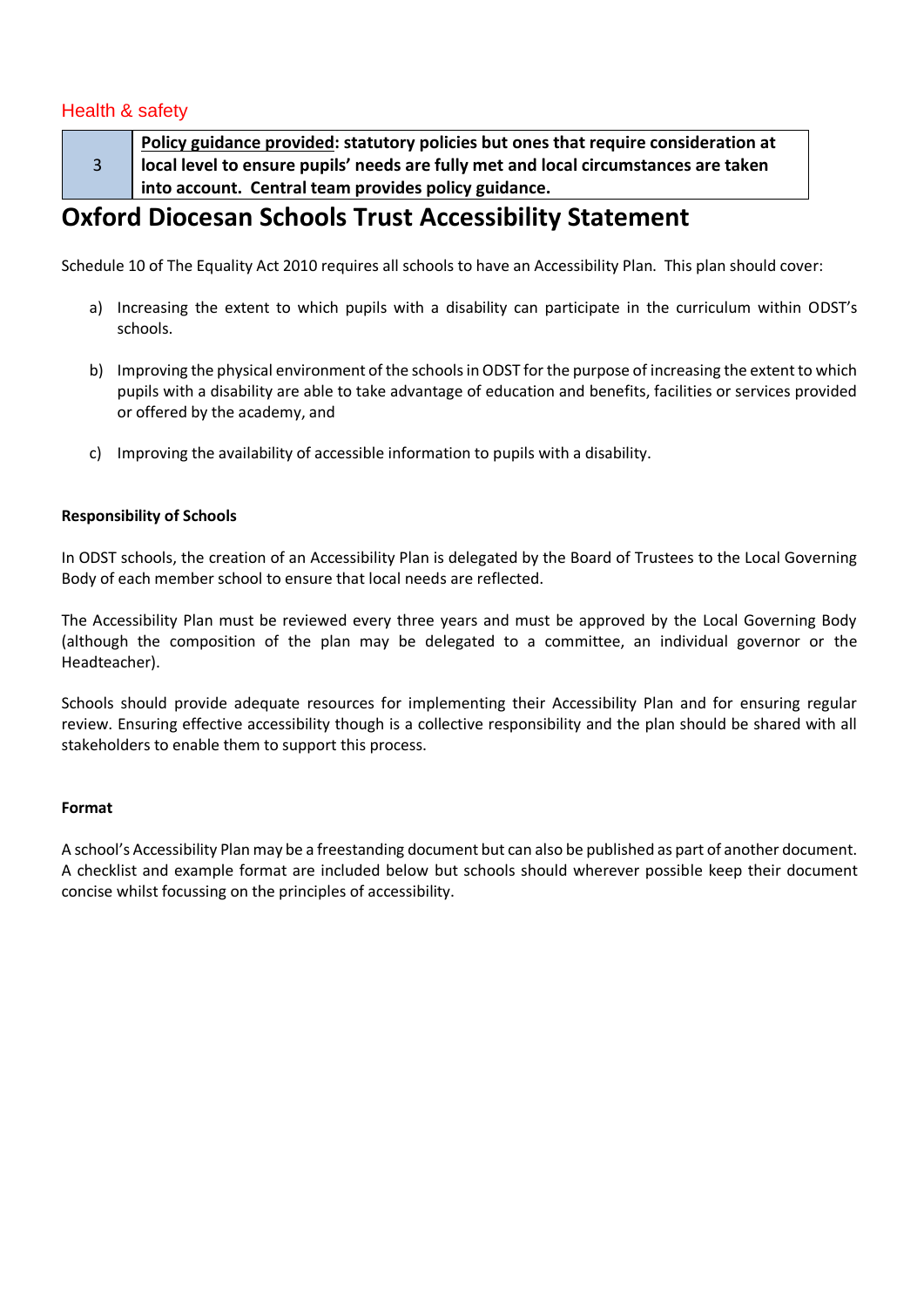Health & safety

| 3 | **<u>Policy guidance provided</u>: statutory policies but ones that require consideration at local level to ensure pupils' needs are fully met and local circumstances are taken into account. Central team provides policy guidance.** |
|---|---|

# Oxford Diocesan Schools Trust Accessibility Statement

Schedule 10 of The Equality Act 2010 requires all schools to have an Accessibility Plan. This plan should cover:

a) Increasing the extent to which pupils with a disability can participate in the curriculum within ODST's schools.

b) Improving the physical environment of the schools in ODST for the purpose of increasing the extent to which pupils with a disability are able to take advantage of education and benefits, facilities or services provided or offered by the academy, and

c) Improving the availability of accessible information to pupils with a disability.

**Responsibility of Schools**

In ODST schools, the creation of an Accessibility Plan is delegated by the Board of Trustees to the Local Governing Body of each member school to ensure that local needs are reflected.

The Accessibility Plan must be reviewed every three years and must be approved by the Local Governing Body (although the composition of the plan may be delegated to a committee, an individual governor or the Headteacher).

Schools should provide adequate resources for implementing their Accessibility Plan and for ensuring regular review. Ensuring effective accessibility though is a collective responsibility and the plan should be shared with all stakeholders to enable them to support this process.

**Format**

A school's Accessibility Plan may be a freestanding document but can also be published as part of another document. A checklist and example format are included below but schools should wherever possible keep their document concise whilst focussing on the principles of accessibility.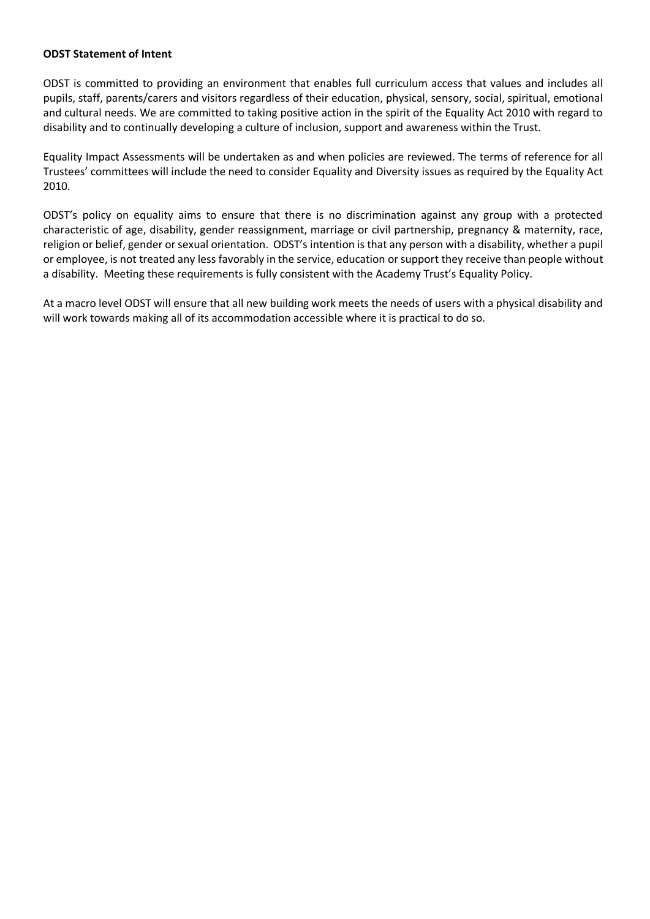**ODST Statement of Intent**

ODST is committed to providing an environment that enables full curriculum access that values and includes all pupils, staff, parents/carers and visitors regardless of their education, physical, sensory, social, spiritual, emotional and cultural needs. We are committed to taking positive action in the spirit of the Equality Act 2010 with regard to disability and to continually developing a culture of inclusion, support and awareness within the Trust.

Equality Impact Assessments will be undertaken as and when policies are reviewed. The terms of reference for all Trustees' committees will include the need to consider Equality and Diversity issues as required by the Equality Act 2010.

ODST's policy on equality aims to ensure that there is no discrimination against any group with a protected characteristic of age, disability, gender reassignment, marriage or civil partnership, pregnancy & maternity, race, religion or belief, gender or sexual orientation. ODST's intention is that any person with a disability, whether a pupil or employee, is not treated any less favorably in the service, education or support they receive than people without a disability. Meeting these requirements is fully consistent with the Academy Trust's Equality Policy.

At a macro level ODST will ensure that all new building work meets the needs of users with a physical disability and will work towards making all of its accommodation accessible where it is practical to do so.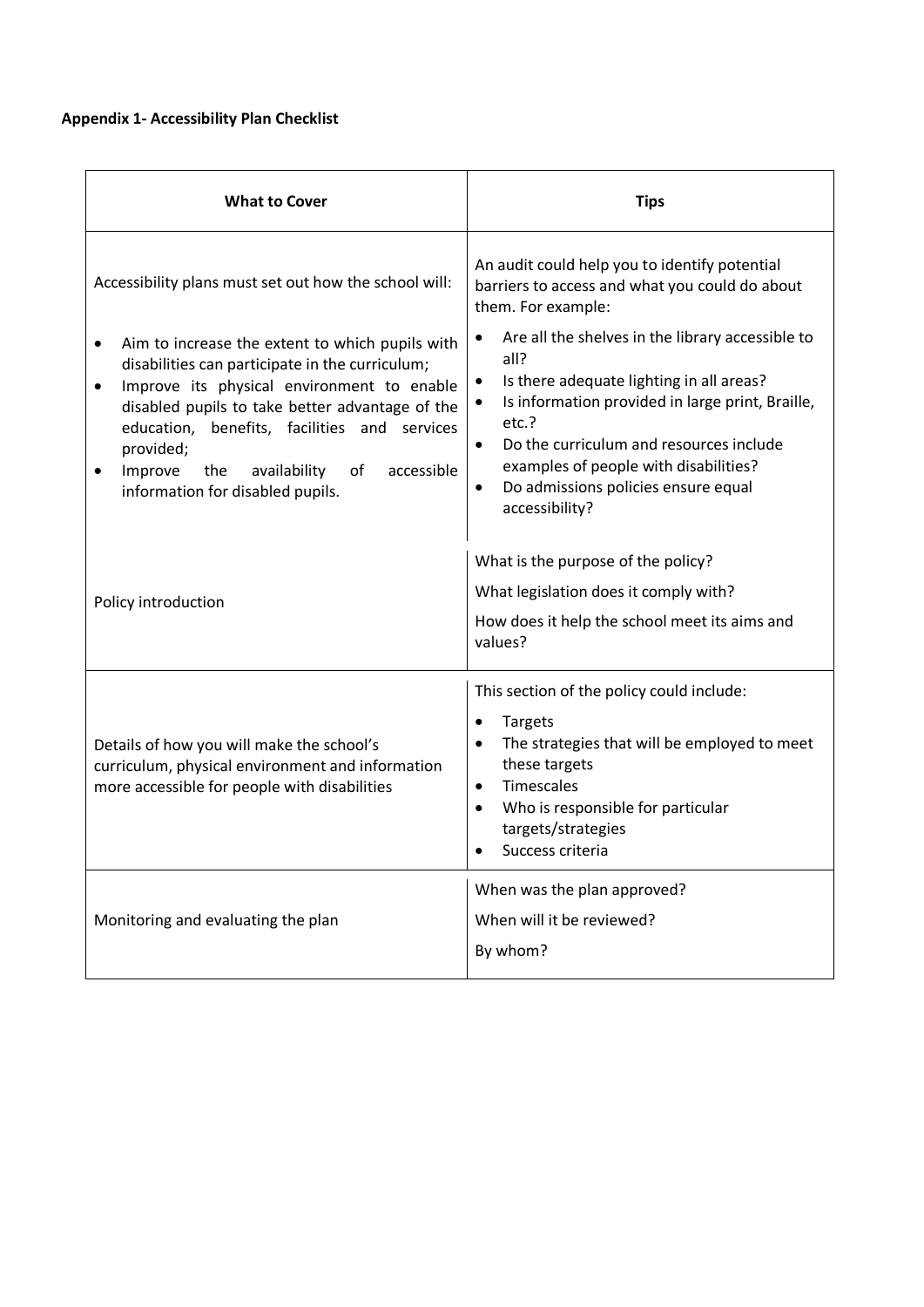**Appendix 1- Accessibility Plan Checklist**

| What to Cover | Tips |
|---|---|
| Accessibility plans must set out how the school will:<br><br>• Aim to increase the extent to which pupils with disabilities can participate in the curriculum;<br>• Improve its physical environment to enable disabled pupils to take better advantage of the education, benefits, facilities and services provided;<br>• Improve the availability of accessible information for disabled pupils. | An audit could help you to identify potential barriers to access and what you could do about them. For example:<br><br>• Are all the shelves in the library accessible to all?<br>• Is there adequate lighting in all areas?<br>• Is information provided in large print, Braille, etc.?<br>• Do the curriculum and resources include examples of people with disabilities?<br>• Do admissions policies ensure equal accessibility? |
| Policy introduction | What is the purpose of the policy?<br><br>What legislation does it comply with?<br><br>How does it help the school meet its aims and values? |
| Details of how you will make the school's curriculum, physical environment and information more accessible for people with disabilities | This section of the policy could include:<br><br>• Targets<br>• The strategies that will be employed to meet these targets<br>• Timescales<br>• Who is responsible for particular targets/strategies<br>• Success criteria |
| Monitoring and evaluating the plan | When was the plan approved?<br><br>When will it be reviewed?<br><br>By whom? |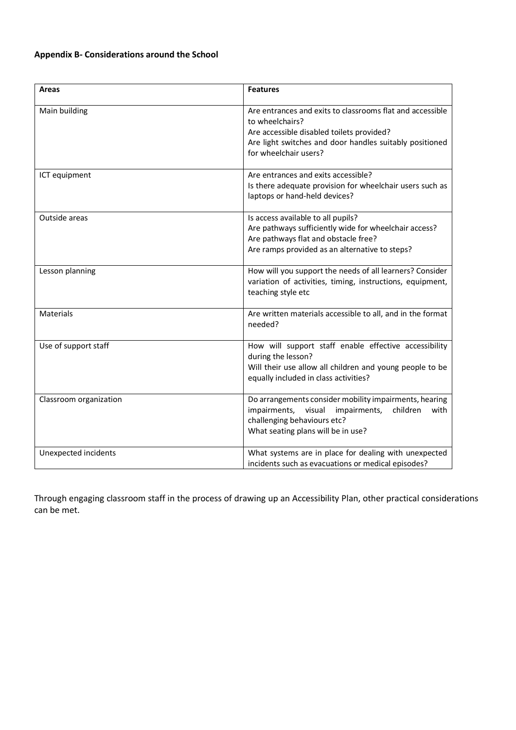**Appendix B- Considerations around the School**

| Areas | Features |
|---|---|
| Main building | Are entrances and exits to classrooms flat and accessible to wheelchairs?<br>Are accessible disabled toilets provided?<br>Are light switches and door handles suitably positioned for wheelchair users? |
| ICT equipment | Are entrances and exits accessible?<br>Is there adequate provision for wheelchair users such as laptops or hand-held devices? |
| Outside areas | Is access available to all pupils?<br>Are pathways sufficiently wide for wheelchair access?<br>Are pathways flat and obstacle free?<br>Are ramps provided as an alternative to steps? |
| Lesson planning | How will you support the needs of all learners? Consider variation of activities, timing, instructions, equipment, teaching style etc |
| Materials | Are written materials accessible to all, and in the format needed? |
| Use of support staff | How will support staff enable effective accessibility during the lesson?<br>Will their use allow all children and young people to be equally included in class activities? |
| Classroom organization | Do arrangements consider mobility impairments, hearing impairments, visual impairments, children with challenging behaviours etc?<br>What seating plans will be in use? |
| Unexpected incidents | What systems are in place for dealing with unexpected incidents such as evacuations or medical episodes? |

Through engaging classroom staff in the process of drawing up an Accessibility Plan, other practical considerations can be met.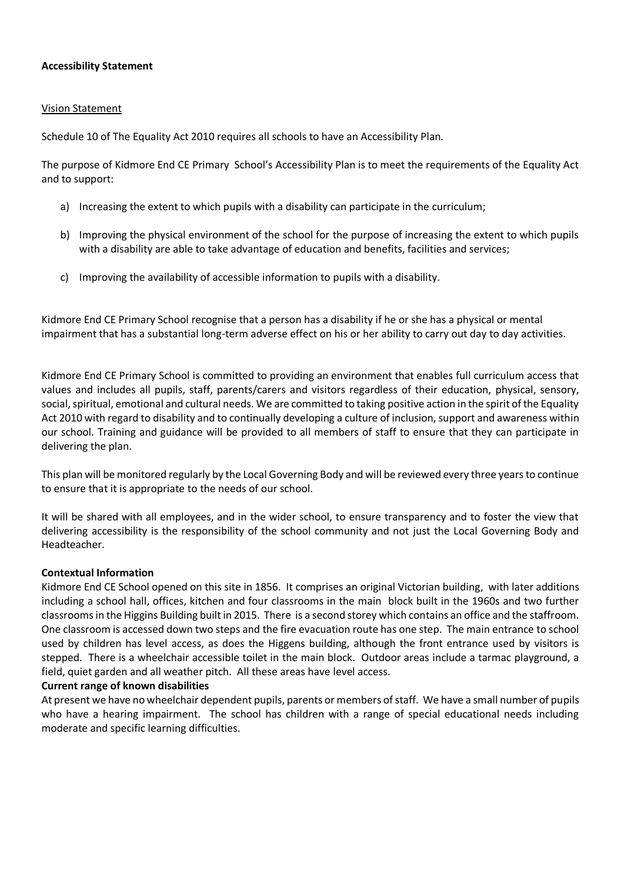**Accessibility Statement**

Vision Statement

Schedule 10 of The Equality Act 2010 requires all schools to have an Accessibility Plan.

The purpose of Kidmore End CE Primary School's Accessibility Plan is to meet the requirements of the Equality Act and to support:

a) Increasing the extent to which pupils with a disability can participate in the curriculum;

b) Improving the physical environment of the school for the purpose of increasing the extent to which pupils with a disability are able to take advantage of education and benefits, facilities and services;

c) Improving the availability of accessible information to pupils with a disability.

Kidmore End CE Primary School recognise that a person has a disability if he or she has a physical or mental impairment that has a substantial long-term adverse effect on his or her ability to carry out day to day activities.

Kidmore End CE Primary School is committed to providing an environment that enables full curriculum access that values and includes all pupils, staff, parents/carers and visitors regardless of their education, physical, sensory, social, spiritual, emotional and cultural needs. We are committed to taking positive action in the spirit of the Equality Act 2010 with regard to disability and to continually developing a culture of inclusion, support and awareness within our school. Training and guidance will be provided to all members of staff to ensure that they can participate in delivering the plan.

This plan will be monitored regularly by the Local Governing Body and will be reviewed every three years to continue to ensure that it is appropriate to the needs of our school.

It will be shared with all employees, and in the wider school, to ensure transparency and to foster the view that delivering accessibility is the responsibility of the school community and not just the Local Governing Body and Headteacher.

**Contextual Information**

Kidmore End CE School opened on this site in 1856. It comprises an original Victorian building, with later additions including a school hall, offices, kitchen and four classrooms in the main block built in the 1960s and two further classrooms in the Higgins Building built in 2015. There is a second storey which contains an office and the staffroom. One classroom is accessed down two steps and the fire evacuation route has one step. The main entrance to school used by children has level access, as does the Higgens building, although the front entrance used by visitors is stepped. There is a wheelchair accessible toilet in the main block. Outdoor areas include a tarmac playground, a field, quiet garden and all weather pitch. All these areas have level access.

**Current range of known disabilities**

At present we have no wheelchair dependent pupils, parents or members of staff. We have a small number of pupils who have a hearing impairment. The school has children with a range of special educational needs including moderate and specific learning difficulties.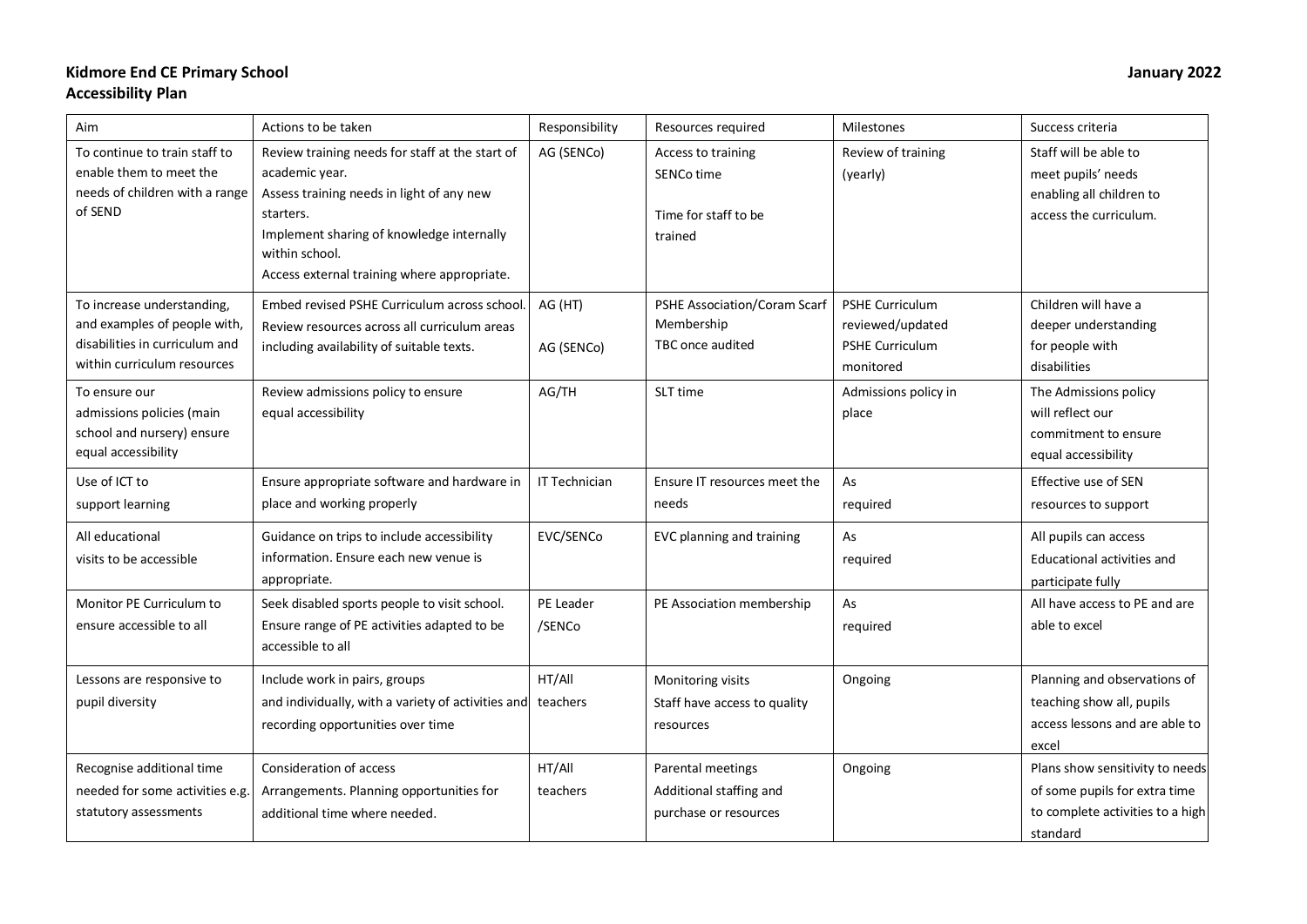**Kidmore End CE Primary School** **January 2022**
**Accessibility Plan**

| Aim | Actions to be taken | Responsibility | Resources required | Milestones | Success criteria |
|---|---|---|---|---|---|
| To continue to train staff to enable them to meet the needs of children with a range of SEND | Review training needs for staff at the start of academic year. Assess training needs in light of any new starters. Implement sharing of knowledge internally within school. Access external training where appropriate. | AG (SENCo) | Access to training SENCo time Time for staff to be trained | Review of training (yearly) | Staff will be able to meet pupils' needs enabling all children to access the curriculum. |
| To increase understanding, and examples of people with, disabilities in curriculum and within curriculum resources | Embed revised PSHE Curriculum across school. Review resources across all curriculum areas including availability of suitable texts. | AG (HT) AG (SENCo) | PSHE Association/Coram Scarf Membership TBC once audited | PSHE Curriculum reviewed/updated PSHE Curriculum monitored | Children will have a deeper understanding for people with disabilities |
| To ensure our admissions policies (main school and nursery) ensure equal accessibility | Review admissions policy to ensure equal accessibility | AG/TH | SLT time | Admissions policy in place | The Admissions policy will reflect our commitment to ensure equal accessibility |
| Use of ICT to support learning | Ensure appropriate software and hardware in place and working properly | IT Technician | Ensure IT resources meet the needs | As required | Effective use of SEN resources to support |
| All educational visits to be accessible | Guidance on trips to include accessibility information. Ensure each new venue is appropriate. | EVC/SENCo | EVC planning and training | As required | All pupils can access Educational activities and participate fully |
| Monitor PE Curriculum to ensure accessible to all | Seek disabled sports people to visit school. Ensure range of PE activities adapted to be accessible to all | PE Leader /SENCo | PE Association membership | As required | All have access to PE and are able to excel |
| Lessons are responsive to pupil diversity | Include work in pairs, groups and individually, with a variety of activities and recording opportunities over time | HT/All teachers | Monitoring visits Staff have access to quality resources | Ongoing | Planning and observations of teaching show all, pupils access lessons and are able to excel |
| Recognise additional time needed for some activities e.g. statutory assessments | Consideration of access Arrangements. Planning opportunities for additional time where needed. | HT/All teachers | Parental meetings Additional staffing and purchase or resources | Ongoing | Plans show sensitivity to needs of some pupils for extra time to complete activities to a high standard |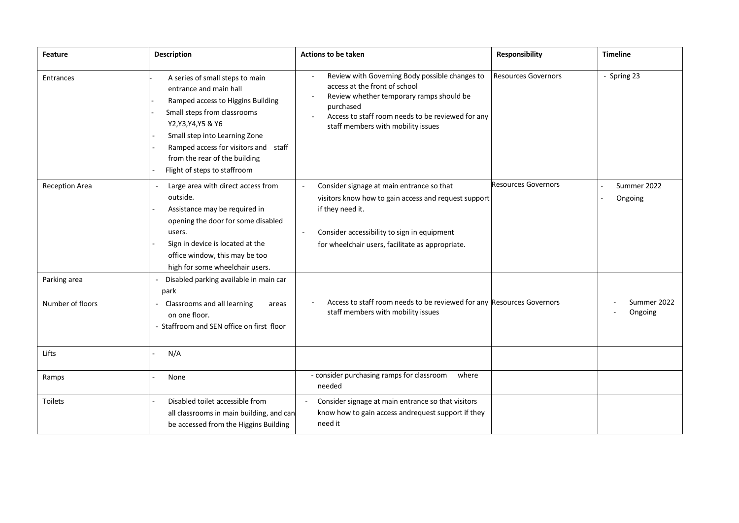| Feature | Description | Actions to be taken | Responsibility | Timeline |
|---|---|---|---|---|
| Entrances | - A series of small steps to main entrance and main hall<br>- Ramped access to Higgins Building<br>- Small steps from classrooms Y2,Y3,Y4,Y5 & Y6<br>- Small step into Learning Zone<br>- Ramped access for visitors and staff from the rear of the building<br>- Flight of steps to staffroom | - Review with Governing Body possible changes to access at the front of school<br>- Review whether temporary ramps should be purchased<br>- Access to staff room needs to be reviewed for any staff members with mobility issues | Resources Governors | - Spring 23 |
| Reception Area | - Large area with direct access from outside.<br>- Assistance may be required in opening the door for some disabled users.<br>- Sign in device is located at the office window, this may be too high for some wheelchair users. | - Consider signage at main entrance so that visitors know how to gain access and request support if they need it.<br>- Consider accessibility to sign in equipment for wheelchair users, facilitate as appropriate. | Resources Governors | - Summer 2022<br>- Ongoing |
| Parking area | - Disabled parking available in main car park | | | |
| Number of floors | - Classrooms and all learning areas on one floor.<br>- Staffroom and SEN office on first floor | - Access to staff room needs to be reviewed for any staff members with mobility issues | Resources Governors | - Summer 2022<br>- Ongoing |
| Lifts | - N/A | | | |
| Ramps | - None | - consider purchasing ramps for classroom where needed | | |
| Toilets | - Disabled toilet accessible from all classrooms in main building, and can be accessed from the Higgins Building | - Consider signage at main entrance so that visitors know how to gain access andrequest support if they need it | | |